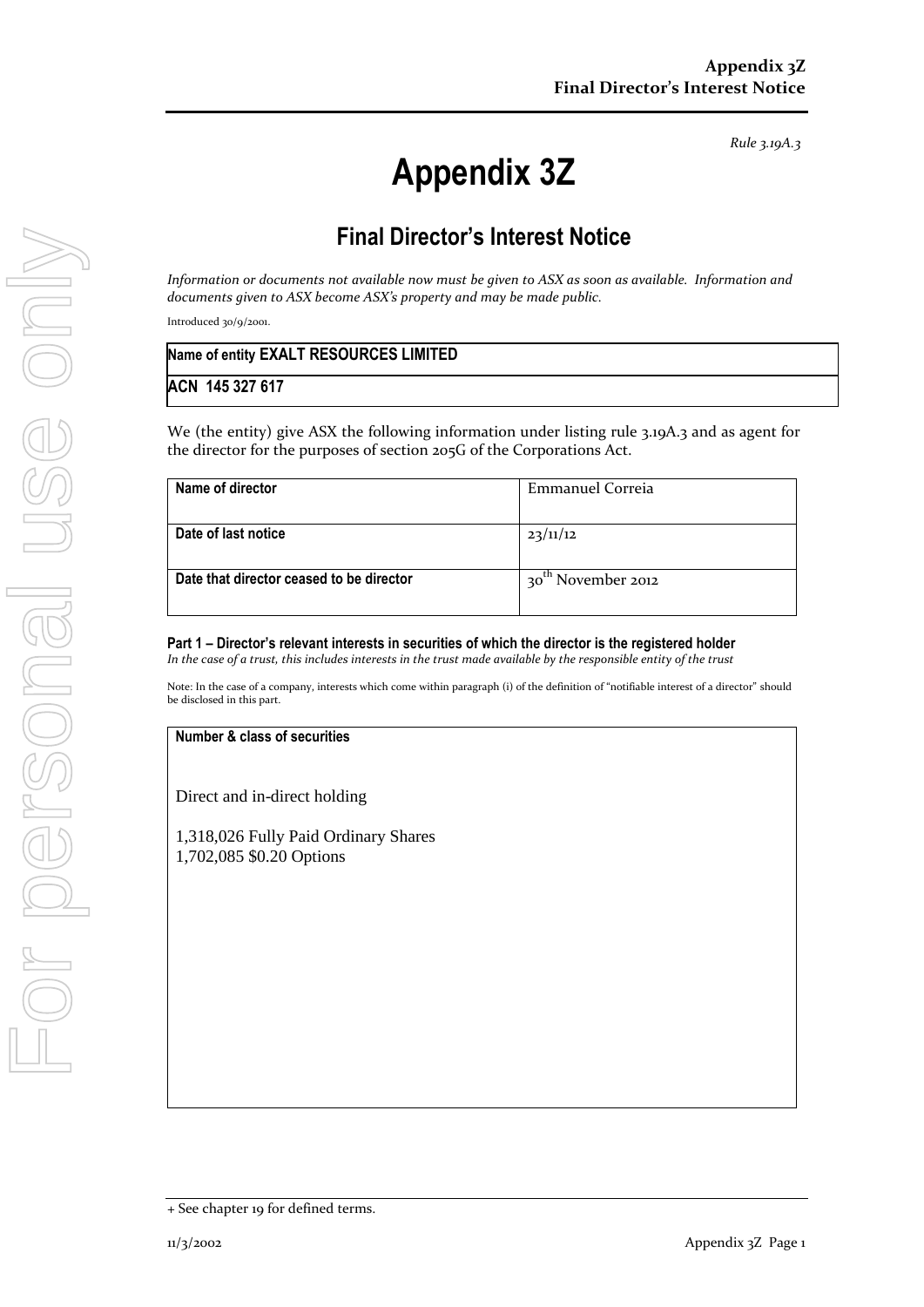*Rule 3.19A.3*

# Appendix 3Z

## Final Director's Interest Notice

*Information or documents not available now must be given to ASX as soon as available. Information and documents given to ASX become ASX's property and may be made public.*

Introduced 30/9/2001.

| Name of entity EXALT RESOURCES LIMITED |
|---|
| ACN 145 327 617 |

We (the entity) give ASX the following information under listing rule 3.19A.3 and as agent for the director for the purposes of section 205G of the Corporations Act.

| | |
|---|---|
| **Name of director** | Emmanuel Correia |
| **Date of last notice** | 23/11/12 |
| **Date that director ceased to be director** | 30th November 2012 |

**Part 1 – Director's relevant interests in securities of which the director is the registered holder**
*In the case of a trust, this includes interests in the trust made available by the responsible entity of the trust*

Note: In the case of a company, interests which come within paragraph (i) of the definition of "notifiable interest of a director" should be disclosed in this part.

| **Number & class of securities** |
|---|
| Direct and in-direct holding<br><br>1,318,026 Fully Paid Ordinary Shares<br>1,702,085 $0.20 Options |

+ See chapter 19 for defined terms.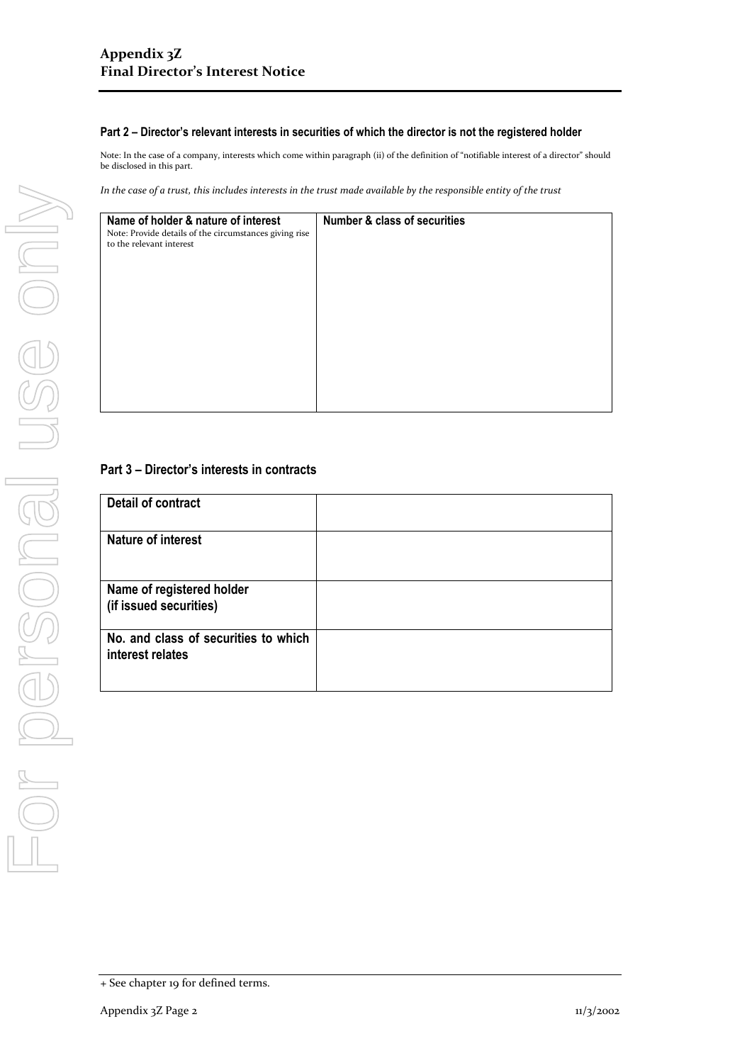## Part 2 – Director's relevant interests in securities of which the director is not the registered holder

Note: In the case of a company, interests which come within paragraph (ii) of the definition of "notifiable interest of a director" should be disclosed in this part.

*In the case of a trust, this includes interests in the trust made available by the responsible entity of the trust*

| **Name of holder & nature of interest**<br>Note: Provide details of the circumstances giving rise to the relevant interest | **Number & class of securities** |
|---|---|
| | |

## Part 3 – Director's interests in contracts

| | |
|---|---|
| **Detail of contract** | |
| **Nature of interest** | |
| **Name of registered holder (if issued securities)** | |
| **No. and class of securities to which interest relates** | |

+ See chapter 19 for defined terms.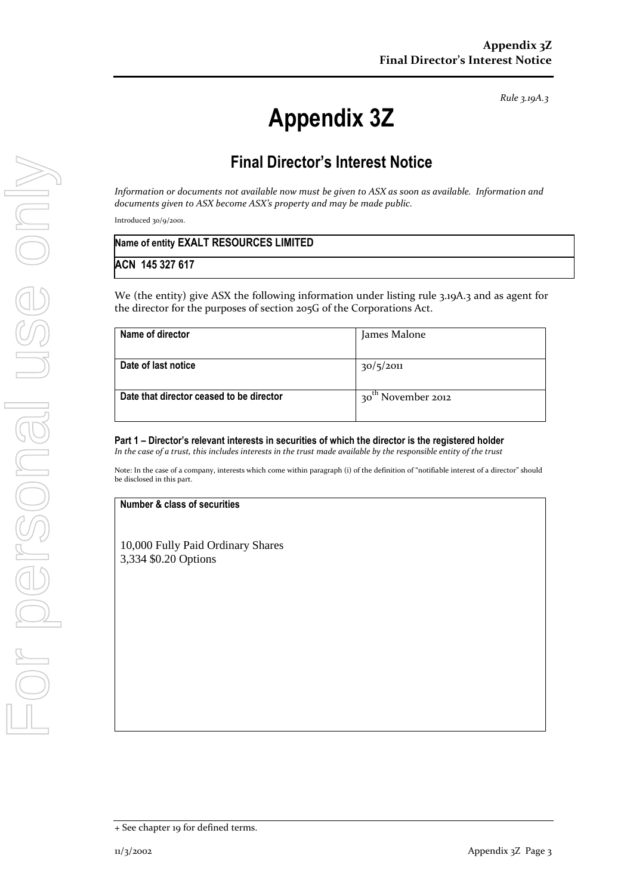*Rule 3.19A.3*

# Appendix 3Z

## Final Director's Interest Notice

*Information or documents not available now must be given to ASX as soon as available. Information and documents given to ASX become ASX's property and may be made public.*

Introduced 30/9/2001.

| Name of entity EXALT RESOURCES LIMITED |
|---|
| ACN 145 327 617 |

We (the entity) give ASX the following information under listing rule 3.19A.3 and as agent for the director for the purposes of section 205G of the Corporations Act.

| | |
|---|---|
| **Name of director** | James Malone |
| **Date of last notice** | 30/5/2011 |
| **Date that director ceased to be director** | 30th November 2012 |

**Part 1 – Director's relevant interests in securities of which the director is the registered holder**
*In the case of a trust, this includes interests in the trust made available by the responsible entity of the trust*

Note: In the case of a company, interests which come within paragraph (i) of the definition of "notifiable interest of a director" should be disclosed in this part.

| **Number & class of securities** |
|---|
| 10,000 Fully Paid Ordinary Shares<br>3,334 $0.20 Options |

+ See chapter 19 for defined terms.

11/3/2002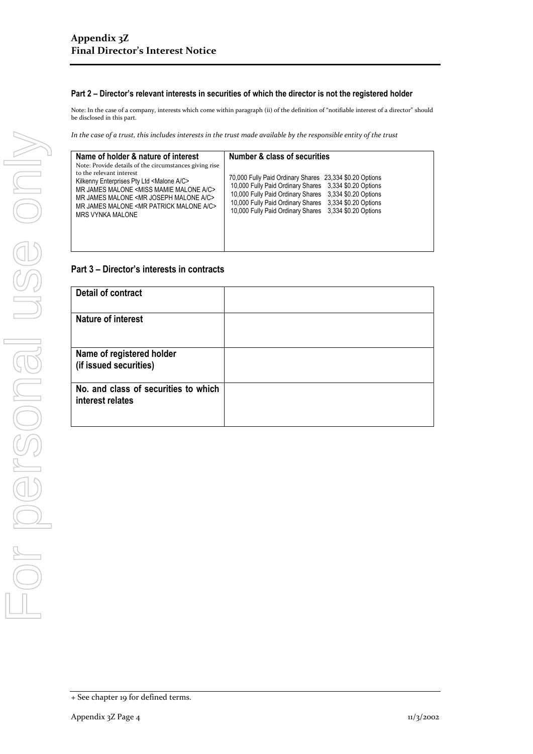## Part 2 – Director's relevant interests in securities of which the director is not the registered holder

Note: In the case of a company, interests which come within paragraph (ii) of the definition of "notifiable interest of a director" should be disclosed in this part.

*In the case of a trust, this includes interests in the trust made available by the responsible entity of the trust*

| **Name of holder & nature of interest**<br>Note: Provide details of the circumstances giving rise to the relevant interest | **Number & class of securities** |
|---|---|
| Kilkenny Enterprises Pty Ltd <Malone A/C><br>MR JAMES MALONE <MISS MAMIE MALONE A/C><br>MR JAMES MALONE <MR JOSEPH MALONE A/C><br>MR JAMES MALONE <MR PATRICK MALONE A/C><br>MRS VYNKA MALONE | 70,000 Fully Paid Ordinary Shares 23,334 $0.20 Options<br>10,000 Fully Paid Ordinary Shares 3,334 $0.20 Options<br>10,000 Fully Paid Ordinary Shares 3,334 $0.20 Options<br>10,000 Fully Paid Ordinary Shares 3,334 $0.20 Options<br>10,000 Fully Paid Ordinary Shares 3,334 $0.20 Options |

## Part 3 – Director's interests in contracts

| | |
|---|---|
| **Detail of contract** | |
| **Nature of interest** | |
| **Name of registered holder (if issued securities)** | |
| **No. and class of securities to which interest relates** | |

+ See chapter 19 for defined terms.